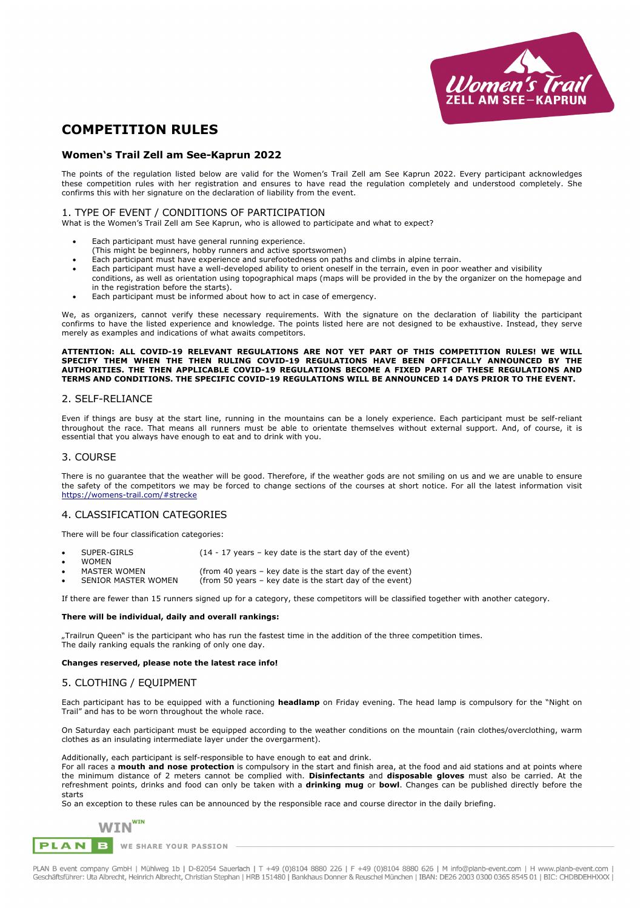# COMPETITION RULES

## Women's Trail Zell am See-Kaprun 2022

The points of the regulation listed below are valid for the Women's Trail Zell am See Kaprun 2022. Every participant acknowledges these competition rules with her registration and ensures to have read the regulation completely and understood completely. She confirms this with her signature on the declaration of liability from the event.

## 1. TYPE OF EVENT / CONDITIONS OF PARTICIPATION

What is the Women's Trail Zell am See Kaprun, who is allowed to participate and what to expect?

- Each participant must have general running experience.
  (This might be beginners, hobby runners and active sportswomen)
- Each participant must have experience and surefootedness on paths and climbs in alpine terrain.
- Each participant must have a well-developed ability to orient oneself in the terrain, even in poor weather and visibility conditions, as well as orientation using topographical maps (maps will be provided in the by the organizer on the homepage and in the registration before the starts).
- Each participant must be informed about how to act in case of emergency.

We, as organizers, cannot verify these necessary requirements. With the signature on the declaration of liability the participant confirms to have the listed experience and knowledge. The points listed here are not designed to be exhaustive. Instead, they serve merely as examples and indications of what awaits competitors.

**ATTENTION: ALL COVID-19 RELEVANT REGULATIONS ARE NOT YET PART OF THIS COMPETITION RULES! WE WILL SPECIFY THEM WHEN THE THEN RULING COVID-19 REGULATIONS HAVE BEEN OFFICIALLY ANNOUNCED BY THE AUTHORITIES. THE THEN APPLICABLE COVID-19 REGULATIONS BECOME A FIXED PART OF THESE REGULATIONS AND TERMS AND CONDITIONS. THE SPECIFIC COVID-19 REGULATIONS WILL BE ANNOUNCED 14 DAYS PRIOR TO THE EVENT.**

## 2. SELF-RELIANCE

Even if things are busy at the start line, running in the mountains can be a lonely experience. Each participant must be self-reliant throughout the race. That means all runners must be able to orientate themselves without external support. And, of course, it is essential that you always have enough to eat and to drink with you.

## 3. COURSE

There is no guarantee that the weather will be good. Therefore, if the weather gods are not smiling on us and we are unable to ensure the safety of the competitors we may be forced to change sections of the courses at short notice. For all the latest information visit https://womens-trail.com/#strecke

## 4. CLASSIFICATION CATEGORIES

There will be four classification categories:

- SUPER-GIRLS (14 - 17 years – key date is the start day of the event)
- WOMEN
- MASTER WOMEN (from 40 years – key date is the start day of the event)
- SENIOR MASTER WOMEN (from 50 years – key date is the start day of the event)

If there are fewer than 15 runners signed up for a category, these competitors will be classified together with another category.

**There will be individual, daily and overall rankings:**

„Trailrun Queen" is the participant who has run the fastest time in the addition of the three competition times.
The daily ranking equals the ranking of only one day.

**Changes reserved, please note the latest race info!**

## 5. CLOTHING / EQUIPMENT

Each participant has to be equipped with a functioning **headlamp** on Friday evening. The head lamp is compulsory for the "Night on Trail" and has to be worn throughout the whole race.

On Saturday each participant must be equipped according to the weather conditions on the mountain (rain clothes/overclothing, warm clothes as an insulating intermediate layer under the overgarment).

Additionally, each participant is self-responsible to have enough to eat and drink.
For all races a **mouth and nose protection** is compulsory in the start and finish area, at the food and aid stations and at points where the minimum distance of 2 meters cannot be complied with. **Disinfectants** and **disposable gloves** must also be carried. At the refreshment points, drinks and food can only be taken with a **drinking mug** or **bowl**. Changes can be published directly before the starts
So an exception to these rules can be announced by the responsible race and course director in the daily briefing.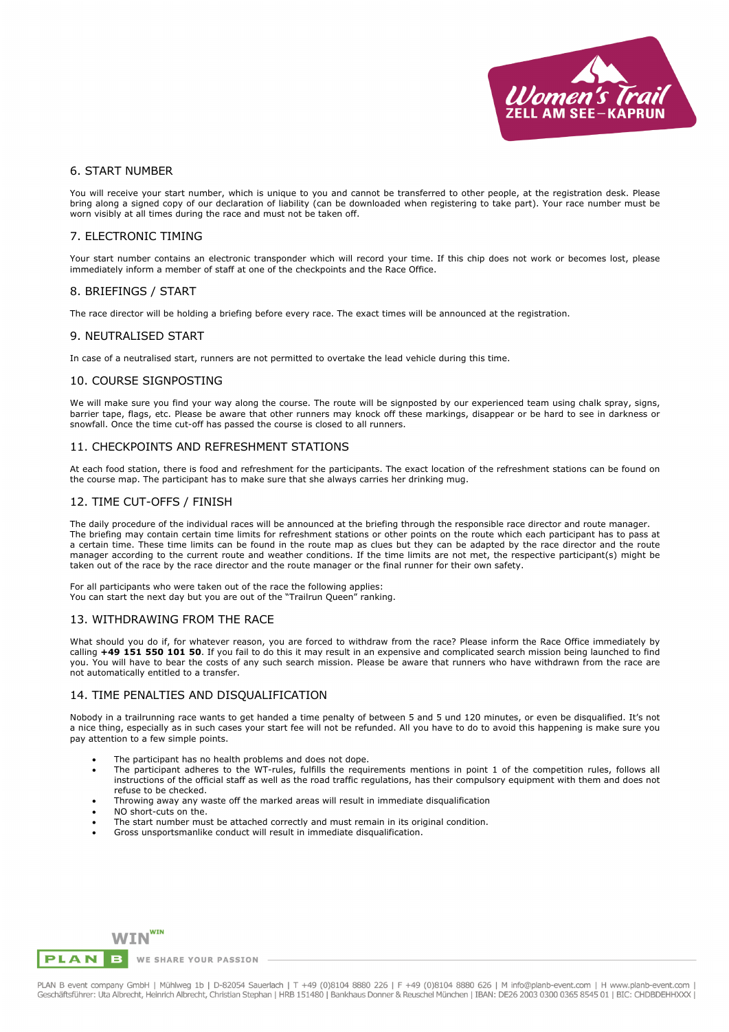## 6. START NUMBER

You will receive your start number, which is unique to you and cannot be transferred to other people, at the registration desk. Please bring along a signed copy of our declaration of liability (can be downloaded when registering to take part). Your race number must be worn visibly at all times during the race and must not be taken off.

## 7. ELECTRONIC TIMING

Your start number contains an electronic transponder which will record your time. If this chip does not work or becomes lost, please immediately inform a member of staff at one of the checkpoints and the Race Office.

## 8. BRIEFINGS / START

The race director will be holding a briefing before every race. The exact times will be announced at the registration.

## 9. NEUTRALISED START

In case of a neutralised start, runners are not permitted to overtake the lead vehicle during this time.

## 10. COURSE SIGNPOSTING

We will make sure you find your way along the course. The route will be signposted by our experienced team using chalk spray, signs, barrier tape, flags, etc. Please be aware that other runners may knock off these markings, disappear or be hard to see in darkness or snowfall. Once the time cut-off has passed the course is closed to all runners.

## 11. CHECKPOINTS AND REFRESHMENT STATIONS

At each food station, there is food and refreshment for the participants. The exact location of the refreshment stations can be found on the course map. The participant has to make sure that she always carries her drinking mug.

## 12. TIME CUT-OFFS / FINISH

The daily procedure of the individual races will be announced at the briefing through the responsible race director and route manager. The briefing may contain certain time limits for refreshment stations or other points on the route which each participant has to pass at a certain time. These time limits can be found in the route map as clues but they can be adapted by the race director and the route manager according to the current route and weather conditions. If the time limits are not met, the respective participant(s) might be taken out of the race by the race director and the route manager or the final runner for their own safety.

For all participants who were taken out of the race the following applies:
You can start the next day but you are out of the "Trailrun Queen" ranking.

## 13. WITHDRAWING FROM THE RACE

What should you do if, for whatever reason, you are forced to withdraw from the race? Please inform the Race Office immediately by calling **+49 151 550 101 50**. If you fail to do this it may result in an expensive and complicated search mission being launched to find you. You will have to bear the costs of any such search mission. Please be aware that runners who have withdrawn from the race are not automatically entitled to a transfer.

## 14. TIME PENALTIES AND DISQUALIFICATION

Nobody in a trailrunning race wants to get handed a time penalty of between 5 and 5 und 120 minutes, or even be disqualified. It's not a nice thing, especially as in such cases your start fee will not be refunded. All you have to do to avoid this happening is make sure you pay attention to a few simple points.

- The participant has no health problems and does not dope.
- The participant adheres to the WT-rules, fulfills the requirements mentions in point 1 of the competition rules, follows all instructions of the official staff as well as the road traffic regulations, has their compulsory equipment with them and does not refuse to be checked.
- Throwing away any waste off the marked areas will result in immediate disqualification
- NO short-cuts on the.
- The start number must be attached correctly and must remain in its original condition.
- Gross unsportsmanlike conduct will result in immediate disqualification.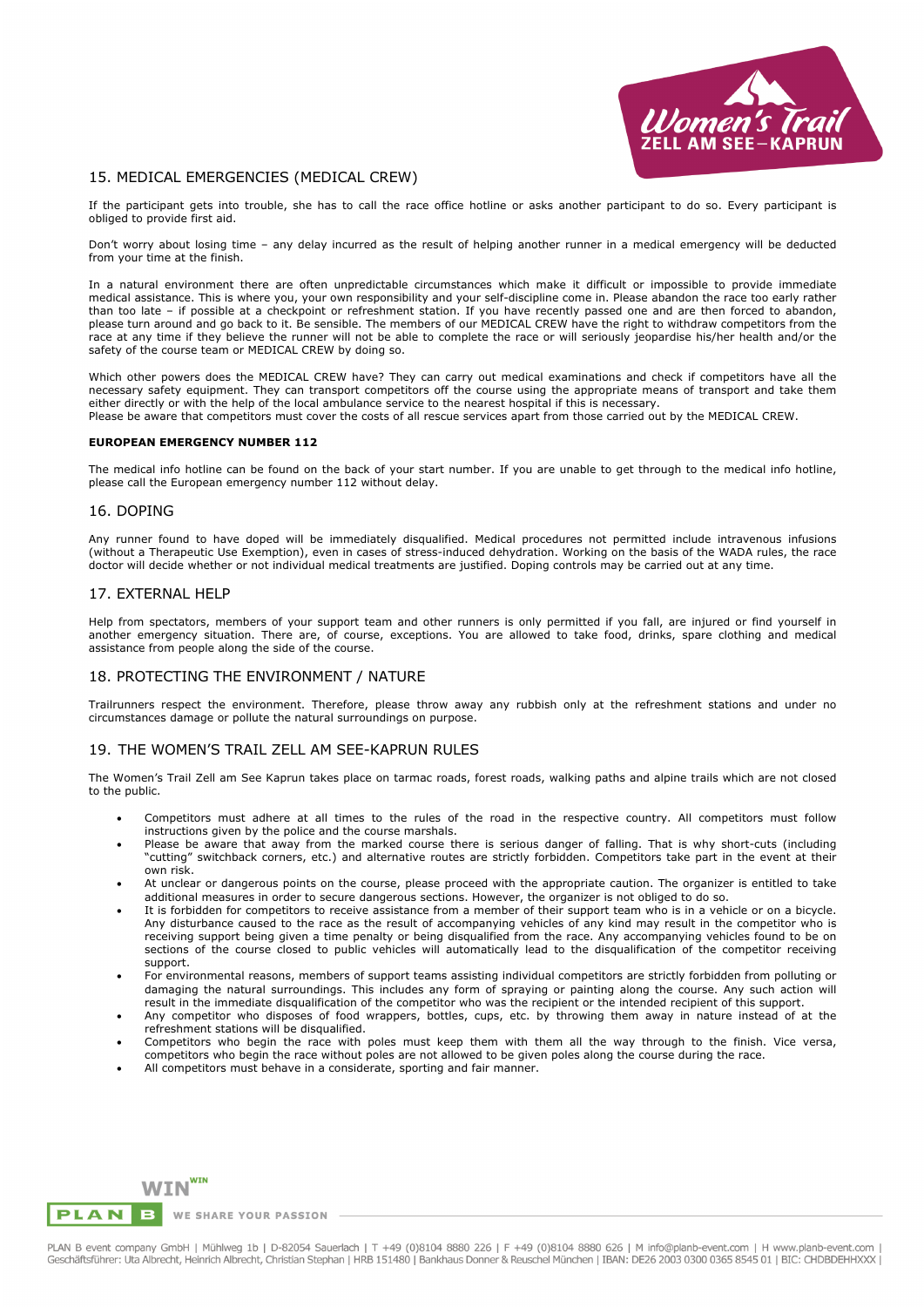## 15. MEDICAL EMERGENCIES (MEDICAL CREW)

If the participant gets into trouble, she has to call the race office hotline or asks another participant to do so. Every participant is obliged to provide first aid.

Don't worry about losing time – any delay incurred as the result of helping another runner in a medical emergency will be deducted from your time at the finish.

In a natural environment there are often unpredictable circumstances which make it difficult or impossible to provide immediate medical assistance. This is where you, your own responsibility and your self-discipline come in. Please abandon the race too early rather than too late – if possible at a checkpoint or refreshment station. If you have recently passed one and are then forced to abandon, please turn around and go back to it. Be sensible. The members of our MEDICAL CREW have the right to withdraw competitors from the race at any time if they believe the runner will not be able to complete the race or will seriously jeopardise his/her health and/or the safety of the course team or MEDICAL CREW by doing so.

Which other powers does the MEDICAL CREW have? They can carry out medical examinations and check if competitors have all the necessary safety equipment. They can transport competitors off the course using the appropriate means of transport and take them either directly or with the help of the local ambulance service to the nearest hospital if this is necessary.
Please be aware that competitors must cover the costs of all rescue services apart from those carried out by the MEDICAL CREW.

**EUROPEAN EMERGENCY NUMBER 112**

The medical info hotline can be found on the back of your start number. If you are unable to get through to the medical info hotline, please call the European emergency number 112 without delay.

## 16. DOPING

Any runner found to have doped will be immediately disqualified. Medical procedures not permitted include intravenous infusions (without a Therapeutic Use Exemption), even in cases of stress-induced dehydration. Working on the basis of the WADA rules, the race doctor will decide whether or not individual medical treatments are justified. Doping controls may be carried out at any time.

## 17. EXTERNAL HELP

Help from spectators, members of your support team and other runners is only permitted if you fall, are injured or find yourself in another emergency situation. There are, of course, exceptions. You are allowed to take food, drinks, spare clothing and medical assistance from people along the side of the course.

## 18. PROTECTING THE ENVIRONMENT / NATURE

Trailrunners respect the environment. Therefore, please throw away any rubbish only at the refreshment stations and under no circumstances damage or pollute the natural surroundings on purpose.

## 19. THE WOMEN'S TRAIL ZELL AM SEE-KAPRUN RULES

The Women's Trail Zell am See Kaprun takes place on tarmac roads, forest roads, walking paths and alpine trails which are not closed to the public.

- Competitors must adhere at all times to the rules of the road in the respective country. All competitors must follow instructions given by the police and the course marshals.
- Please be aware that away from the marked course there is serious danger of falling. That is why short-cuts (including "cutting" switchback corners, etc.) and alternative routes are strictly forbidden. Competitors take part in the event at their own risk.
- At unclear or dangerous points on the course, please proceed with the appropriate caution. The organizer is entitled to take additional measures in order to secure dangerous sections. However, the organizer is not obliged to do so.
- It is forbidden for competitors to receive assistance from a member of their support team who is in a vehicle or on a bicycle. Any disturbance caused to the race as the result of accompanying vehicles of any kind may result in the competitor who is receiving support being given a time penalty or being disqualified from the race. Any accompanying vehicles found to be on sections of the course closed to public vehicles will automatically lead to the disqualification of the competitor receiving support.
- For environmental reasons, members of support teams assisting individual competitors are strictly forbidden from polluting or damaging the natural surroundings. This includes any form of spraying or painting along the course. Any such action will result in the immediate disqualification of the competitor who was the recipient or the intended recipient of this support.
- Any competitor who disposes of food wrappers, bottles, cups, etc. by throwing them away in nature instead of at the refreshment stations will be disqualified.
- Competitors who begin the race with poles must keep them with them all the way through to the finish. Vice versa, competitors who begin the race without poles are not allowed to be given poles along the course during the race.
- All competitors must behave in a considerate, sporting and fair manner.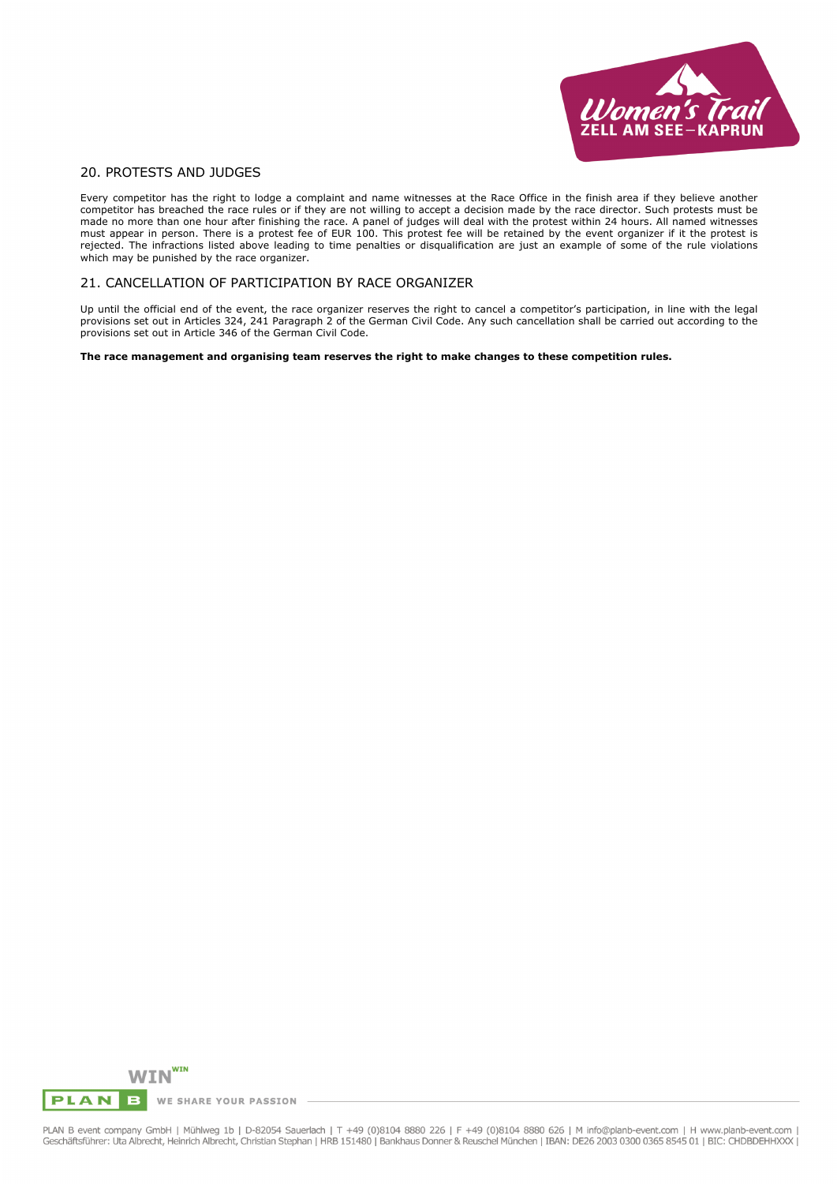## 20. PROTESTS AND JUDGES

Every competitor has the right to lodge a complaint and name witnesses at the Race Office in the finish area if they believe another competitor has breached the race rules or if they are not willing to accept a decision made by the race director. Such protests must be made no more than one hour after finishing the race. A panel of judges will deal with the protest within 24 hours. All named witnesses must appear in person. There is a protest fee of EUR 100. This protest fee will be retained by the event organizer if it the protest is rejected. The infractions listed above leading to time penalties or disqualification are just an example of some of the rule violations which may be punished by the race organizer.

## 21. CANCELLATION OF PARTICIPATION BY RACE ORGANIZER

Up until the official end of the event, the race organizer reserves the right to cancel a competitor's participation, in line with the legal provisions set out in Articles 324, 241 Paragraph 2 of the German Civil Code. Any such cancellation shall be carried out according to the provisions set out in Article 346 of the German Civil Code.

**The race management and organising team reserves the right to make changes to these competition rules.**